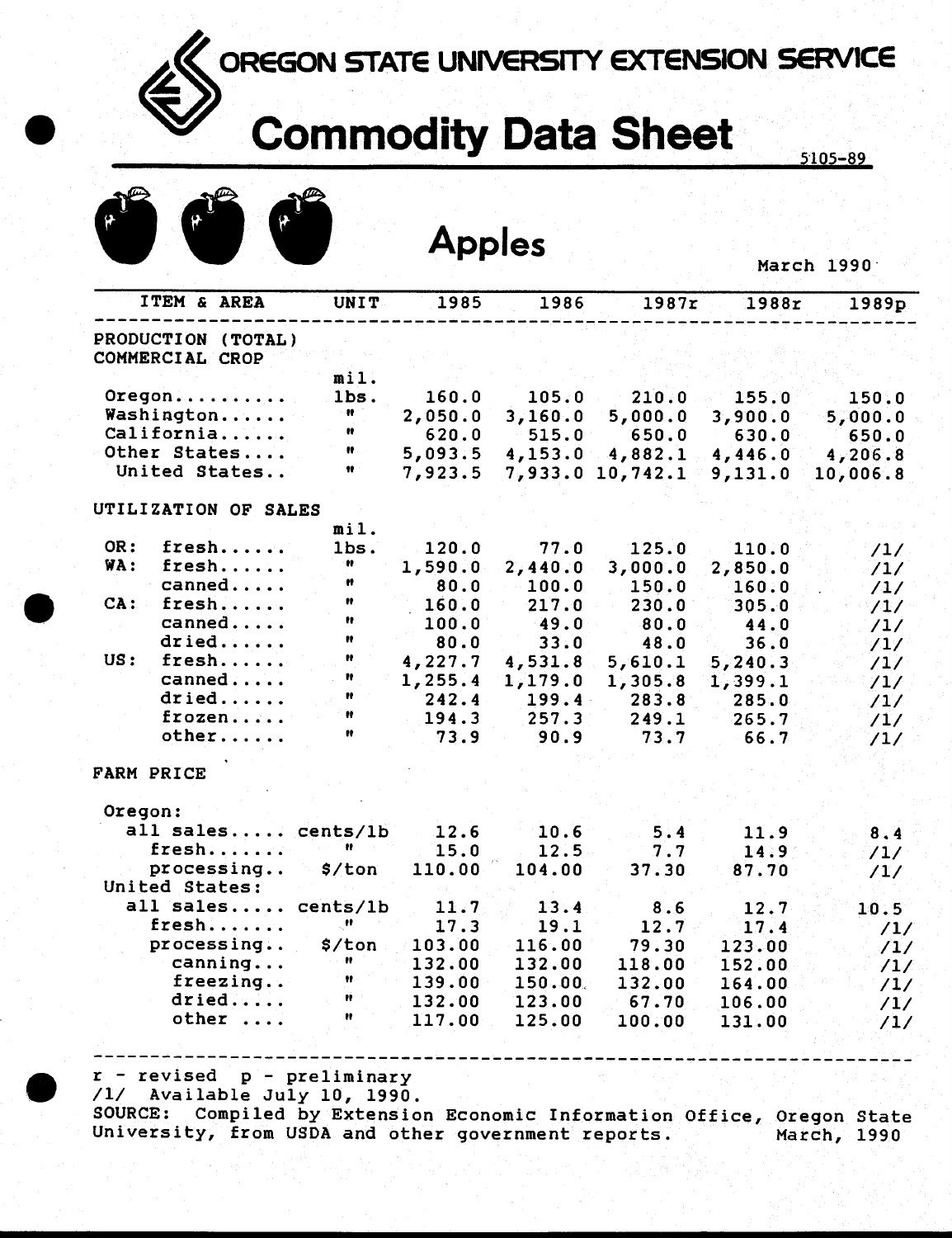# OREGON STATE UNIVERSITY EXTENSION SERVICE

# Commodity Data Sheet

5105-89

## Apples

March 1990

| ITEM & AREA | UNIT | 1985 | 1986 | 1987r | 1988r | 1989p |
|---|---|---|---|---|---|---|
| **PRODUCTION (TOTAL) COMMERCIAL CROP** | | | | | | |
| Oregon.......... | mil. lbs. | 160.0 | 105.0 | 210.0 | 155.0 | 150.0 |
| Washington...... | " | 2,050.0 | 3,160.0 | 5,000.0 | 3,900.0 | 5,000.0 |
| California...... | " | 620.0 | 515.0 | 650.0 | 630.0 | 650.0 |
| Other States.... | " | 5,093.5 | 4,153.0 | 4,882.1 | 4,446.0 | 4,206.8 |
| United States.. | " | 7,923.5 | 7,933.0 | 10,742.1 | 9,131.0 | 10,006.8 |
| **UTILIZATION OF SALES** | | | | | | |
| OR: fresh...... | mil. lbs. | 120.0 | 77.0 | 125.0 | 110.0 | /1/ |
| WA: fresh...... | " | 1,590.0 | 2,440.0 | 3,000.0 | 2,850.0 | /1/ |
| canned..... | " | 80.0 | 100.0 | 150.0 | 160.0 | /1/ |
| CA: fresh...... | " | 160.0 | 217.0 | 230.0 | 305.0 | /1/ |
| canned..... | " | 100.0 | 49.0 | 80.0 | 44.0 | /1/ |
| dried...... | " | 80.0 | 33.0 | 48.0 | 36.0 | /1/ |
| US: fresh...... | " | 4,227.7 | 4,531.8 | 5,610.1 | 5,240.3 | /1/ |
| canned..... | " | 1,255.4 | 1,179.0 | 1,305.8 | 1,399.1 | /1/ |
| dried...... | " | 242.4 | 199.4 | 283.8 | 285.0 | /1/ |
| frozen..... | " | 194.3 | 257.3 | 249.1 | 265.7 | /1/ |
| other...... | " | 73.9 | 90.9 | 73.7 | 66.7 | /1/ |
| **FARM PRICE** | | | | | | |
| Oregon: | | | | | | |
| all sales..... | cents/lb | 12.6 | 10.6 | 5.4 | 11.9 | 8.4 |
| fresh....... | " | 15.0 | 12.5 | 7.7 | 14.9 | /1/ |
| processing.. | $/ton | 110.00 | 104.00 | 37.30 | 87.70 | /1/ |
| United States: | | | | | | |
| all sales..... | cents/lb | 11.7 | 13.4 | 8.6 | 12.7 | 10.5 |
| fresh....... | " | 17.3 | 19.1 | 12.7 | 17.4 | /1/ |
| processing.. | $/ton | 103.00 | 116.00 | 79.30 | 123.00 | /1/ |
| canning... | " | 132.00 | 132.00 | 118.00 | 152.00 | /1/ |
| freezing.. | " | 139.00 | 150.00 | 132.00 | 164.00 | /1/ |
| dried..... | " | 132.00 | 123.00 | 67.70 | 106.00 | /1/ |
| other .... | " | 117.00 | 125.00 | 100.00 | 131.00 | /1/ |

r - revised p - preliminary
/1/ Available July 10, 1990.
SOURCE: Compiled by Extension Economic Information Office, Oregon State University, from USDA and other government reports. March, 1990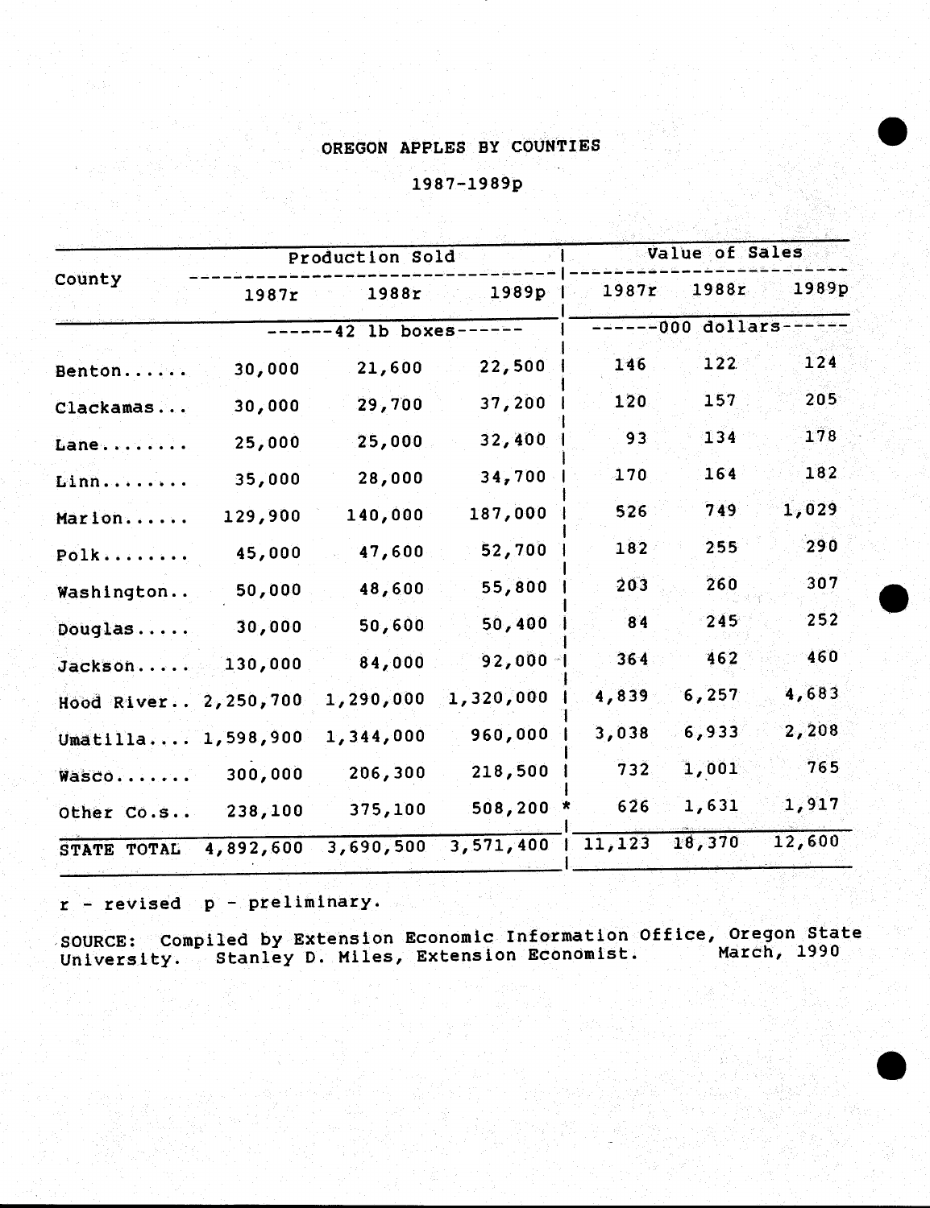# OREGON APPLES BY COUNTIES

## 1987-1989p

| County | Production Sold | | | Value of Sales | | |
|---|---|---|---|---|---|---|
| | 1987r | 1988r | 1989p | 1987r | 1988r | 1989p |
| | ------42 lb boxes------ | | | ------000 dollars------ | | |
| Benton...... | 30,000 | 21,600 | 22,500 | 146 | 122 | 124 |
| Clackamas... | 30,000 | 29,700 | 37,200 | 120 | 157 | 205 |
| Lane........ | 25,000 | 25,000 | 32,400 | 93 | 134 | 178 |
| Linn........ | 35,000 | 28,000 | 34,700 | 170 | 164 | 182 |
| Marion...... | 129,900 | 140,000 | 187,000 | 526 | 749 | 1,029 |
| Polk........ | 45,000 | 47,600 | 52,700 | 182 | 255 | 290 |
| Washington.. | 50,000 | 48,600 | 55,800 | 203 | 260 | 307 |
| Douglas..... | 30,000 | 50,600 | 50,400 | 84 | 245 | 252 |
| Jackson..... | 130,000 | 84,000 | 92,000 | 364 | 462 | 460 |
| Hood River.. | 2,250,700 | 1,290,000 | 1,320,000 | 4,839 | 6,257 | 4,683 |
| Umatilla.... | 1,598,900 | 1,344,000 | 960,000 | 3,038 | 6,933 | 2,208 |
| Wasco....... | 300,000 | 206,300 | 218,500 | 732 | 1,001 | 765 |
| Other Co.s.. | 238,100 | 375,100 | 508,200 * | 626 | 1,631 | 1,917 |
| STATE TOTAL | 4,892,600 | 3,690,500 | 3,571,400 | 11,123 | 18,370 | 12,600 |

r - revised p - preliminary.

SOURCE: Compiled by Extension Economic Information Office, Oregon State University. Stanley D. Miles, Extension Economist. March, 1990